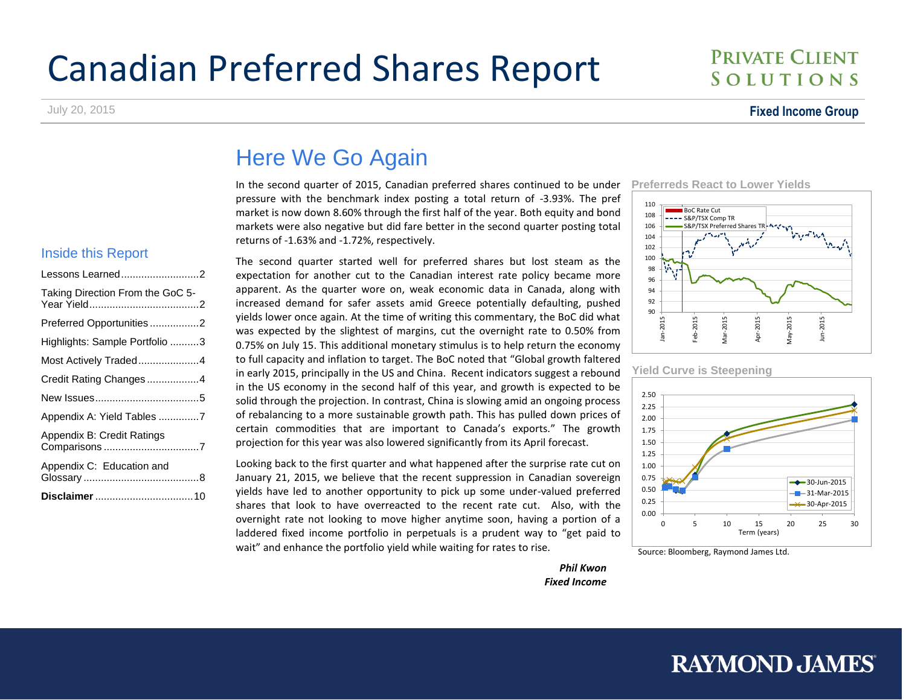# Canadian Preferred Shares Report

**PRIVATE CLIENT SOLUTIONS**

July 20, 2015

**Fixed Income Group**

## Inside this Report

- Lessons Learned ........................... 2
- Taking Direction From the GoC 5-Year Yield ........................... 2
- Preferred Opportunities ........................... 2
- Highlights: Sample Portfolio ........................... 3
- Most Actively Traded ........................... 4
- Credit Rating Changes ........................... 4
- New Issues ........................... 5
- Appendix A: Yield Tables ........................... 7
- Appendix B: Credit Ratings Comparisons ........................... 7
- Appendix C: Education and Glossary ........................... 8
- **Disclaimer** ........................... 10

## Here We Go Again

In the second quarter of 2015, Canadian preferred shares continued to be under pressure with the benchmark index posting a total return of -3.93%. The pref market is now down 8.60% through the first half of the year. Both equity and bond markets were also negative but did fare better in the second quarter posting total returns of -1.63% and -1.72%, respectively.

The second quarter started well for preferred shares but lost steam as the expectation for another cut to the Canadian interest rate policy became more apparent. As the quarter wore on, weak economic data in Canada, along with increased demand for safer assets amid Greece potentially defaulting, pushed yields lower once again. At the time of writing this commentary, the BoC did what was expected by the slightest of margins, cut the overnight rate to 0.50% from 0.75% on July 15. This additional monetary stimulus is to help return the economy to full capacity and inflation to target. The BoC noted that "Global growth faltered in early 2015, principally in the US and China. Recent indicators suggest a rebound in the US economy in the second half of this year, and growth is expected to be solid through the projection. In contrast, China is slowing amid an ongoing process of rebalancing to a more sustainable growth path. This has pulled down prices of certain commodities that are important to Canada's exports." The growth projection for this year was also lowered significantly from its April forecast.

Looking back to the first quarter and what happened after the surprise rate cut on January 21, 2015, we believe that the recent suppression in Canadian sovereign yields have led to another opportunity to pick up some under-valued preferred shares that look to have overreacted to the recent rate cut. Also, with the overnight rate not looking to move higher anytime soon, having a portion of a laddered fixed income portfolio in perpetuals is a prudent way to "get paid to wait" and enhance the portfolio yield while waiting for rates to rise.

***Phil Kwon***
***Fixed Income***

**Preferreds React to Lower Yields**

**Yield Curve is Steepening**

Source: Bloomberg, Raymond James Ltd.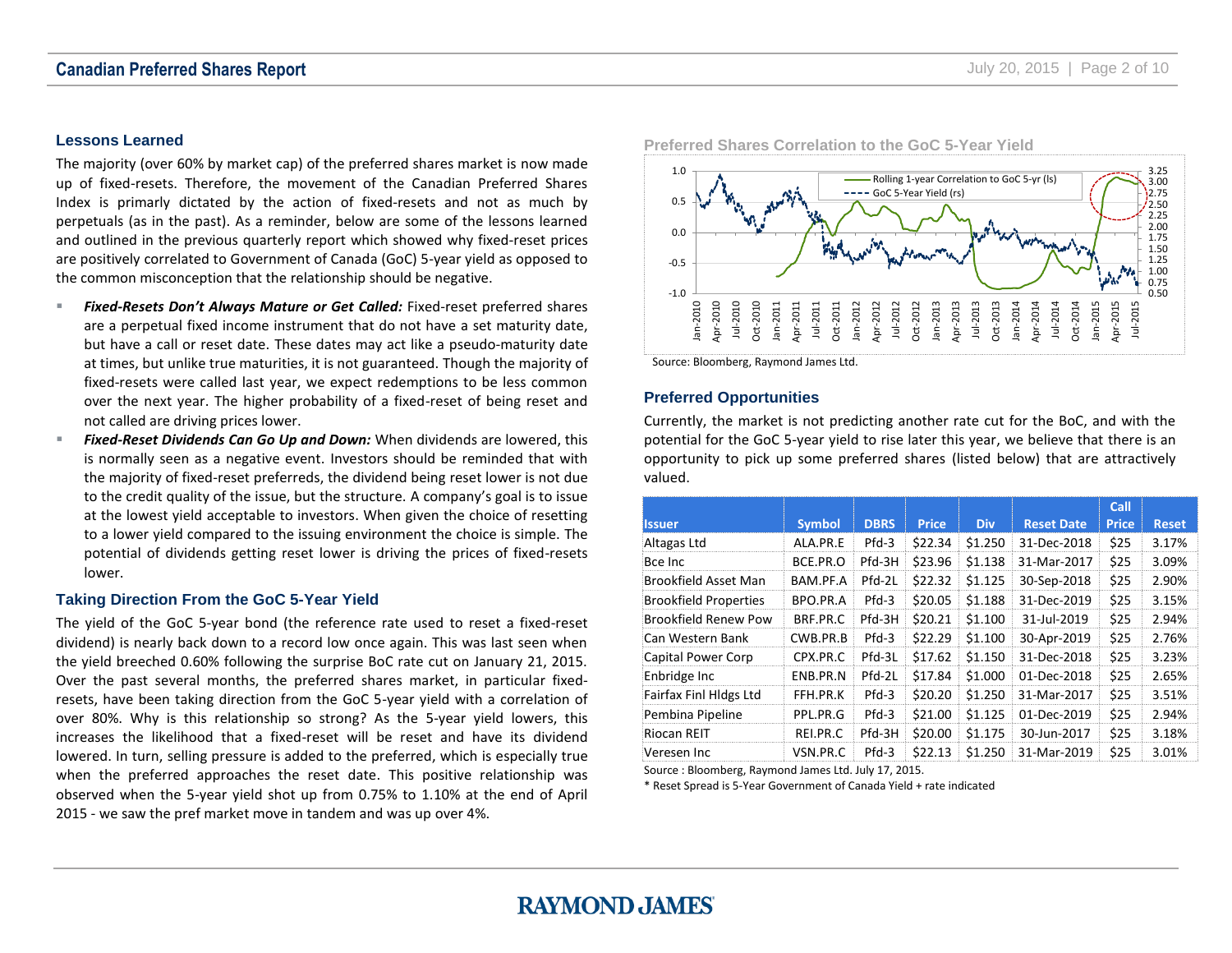## Lessons Learned

The majority (over 60% by market cap) of the preferred shares market is now made up of fixed-resets. Therefore, the movement of the Canadian Preferred Shares Index is primarily dictated by the action of fixed-resets and not as much by perpetuals (as in the past). As a reminder, below are some of the lessons learned and outlined in the previous quarterly report which showed why fixed-reset prices are positively correlated to Government of Canada (GoC) 5-year yield as opposed to the common misconception that the relationship should be negative.

- ***Fixed-Resets Don't Always Mature or Get Called:*** Fixed-reset preferred shares are a perpetual fixed income instrument that do not have a set maturity date, but have a call or reset date. These dates may act like a pseudo-maturity date at times, but unlike true maturities, it is not guaranteed. Though the majority of fixed-resets were called last year, we expect redemptions to be less common over the next year. The higher probability of a fixed-reset of being reset and not called are driving prices lower.
- ***Fixed-Reset Dividends Can Go Up and Down:*** When dividends are lowered, this is normally seen as a negative event. Investors should be reminded that with the majority of fixed-reset preferreds, the dividend being reset lower is not due to the credit quality of the issue, but the structure. A company's goal is to issue at the lowest yield acceptable to investors. When given the choice of resetting to a lower yield compared to the issuing environment the choice is simple. The potential of dividends getting reset lower is driving the prices of fixed-resets lower.

## Taking Direction From the GoC 5-Year Yield

The yield of the GoC 5-year bond (the reference rate used to reset a fixed-reset dividend) is nearly back down to a record low once again. This was last seen when the yield breeched 0.60% following the surprise BoC rate cut on January 21, 2015. Over the past several months, the preferred shares market, in particular fixed-resets, have been taking direction from the GoC 5-year yield with a correlation of over 80%. Why is this relationship so strong? As the 5-year yield lowers, this increases the likelihood that a fixed-reset will be reset and have its dividend lowered. In turn, selling pressure is added to the preferred, which is especially true when the preferred approaches the reset date. This positive relationship was observed when the 5-year yield shot up from 0.75% to 1.10% at the end of April 2015 - we saw the pref market move in tandem and was up over 4%.

### Preferred Shares Correlation to the GoC 5-Year Yield

Source: Bloomberg, Raymond James Ltd.

## Preferred Opportunities

Currently, the market is not predicting another rate cut for the BoC, and with the potential for the GoC 5-year yield to rise later this year, we believe that there is an opportunity to pick up some preferred shares (listed below) that are attractively valued.

| Issuer | Symbol | DBRS | Price | Div | Reset Date | Call Price | Reset |
|---|---|---|---|---|---|---|---|
| Altagas Ltd | ALA.PR.E | Pfd-3 | $22.34 | $1.250 | 31-Dec-2018 | $25 | 3.17% |
| Bce Inc | BCE.PR.O | Pfd-3H | $23.96 | $1.138 | 31-Mar-2017 | $25 | 3.09% |
| Brookfield Asset Man | BAM.PF.A | Pfd-2L | $22.32 | $1.125 | 30-Sep-2018 | $25 | 2.90% |
| Brookfield Properties | BPO.PR.A | Pfd-3 | $20.05 | $1.188 | 31-Dec-2019 | $25 | 3.15% |
| Brookfield Renew Pow | BRF.PR.C | Pfd-3H | $20.21 | $1.100 | 31-Jul-2019 | $25 | 2.94% |
| Can Western Bank | CWB.PR.B | Pfd-3 | $22.29 | $1.100 | 30-Apr-2019 | $25 | 2.76% |
| Capital Power Corp | CPX.PR.C | Pfd-3L | $17.62 | $1.150 | 31-Dec-2018 | $25 | 3.23% |
| Enbridge Inc | ENB.PR.N | Pfd-2L | $17.84 | $1.000 | 01-Dec-2018 | $25 | 2.65% |
| Fairfax Finl Hldgs Ltd | FFH.PR.K | Pfd-3 | $20.20 | $1.250 | 31-Mar-2017 | $25 | 3.51% |
| Pembina Pipeline | PPL.PR.G | Pfd-3 | $21.00 | $1.125 | 01-Dec-2019 | $25 | 2.94% |
| Riocan REIT | REI.PR.C | Pfd-3H | $20.00 | $1.175 | 30-Jun-2017 | $25 | 3.18% |
| Veresen Inc | VSN.PR.C | Pfd-3 | $22.13 | $1.250 | 31-Mar-2019 | $25 | 3.01% |

Source : Bloomberg, Raymond James Ltd. July 17, 2015.

\* Reset Spread is 5-Year Government of Canada Yield + rate indicated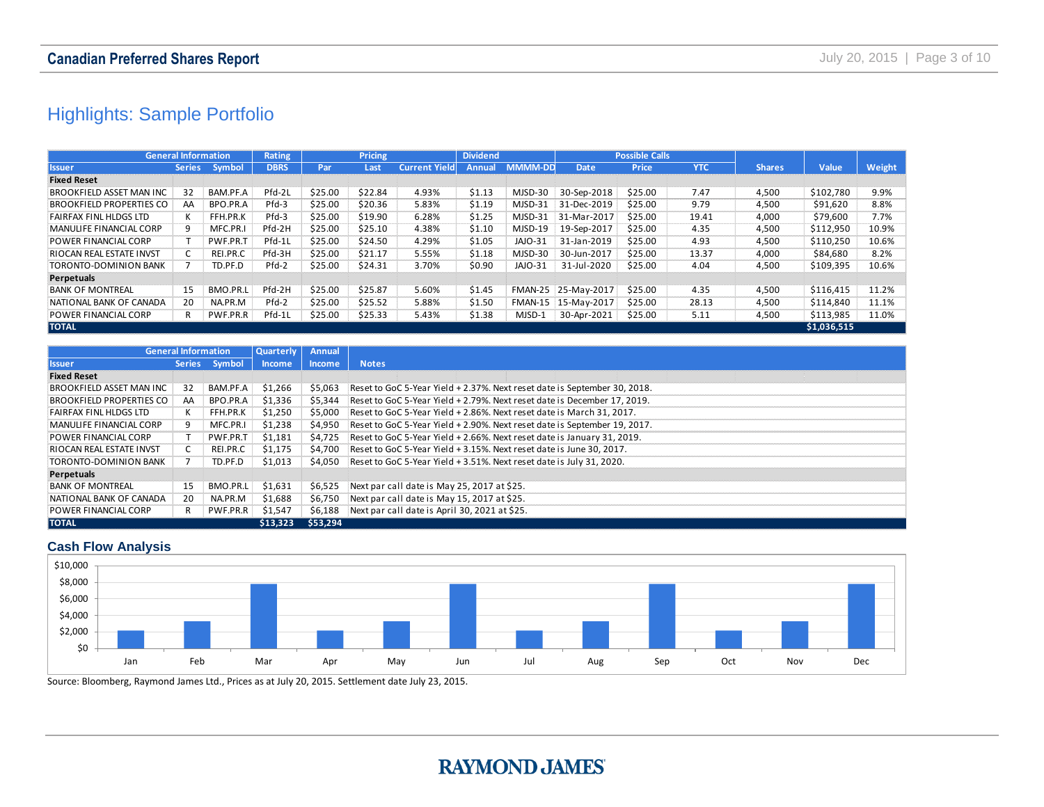## Highlights: Sample Portfolio

| General Information | | | Rating | Pricing | | | Dividend | | Possible Calls | | | | | |
|---|---|---|---|---|---|---|---|---|---|---|---|---|---|---|
| Issuer | Series | Symbol | DBRS | Par | Last | Current Yield | Annual | MMMM-DD | Date | Price | YTC | Shares | Value | Weight |
| **Fixed Reset** | | | | | | | | | | | | | | |
| BROOKFIELD ASSET MAN INC | 32 | BAM.PF.A | Pfd-2L | $25.00 | $22.84 | 4.93% | $1.13 | MJSD-30 | 30-Sep-2018 | $25.00 | 7.47 | 4,500 | $102,780 | 9.9% |
| BROOKFIELD PROPERTIES CO | AA | BPO.PR.A | Pfd-3 | $25.00 | $20.36 | 5.83% | $1.19 | MJSD-31 | 31-Dec-2019 | $25.00 | 9.79 | 4,500 | $91,620 | 8.8% |
| FAIRFAX FINL HLDGS LTD | K | FFH.PR.K | Pfd-3 | $25.00 | $19.90 | 6.28% | $1.25 | MJSD-31 | 31-Mar-2017 | $25.00 | 19.41 | 4,000 | $79,600 | 7.7% |
| MANULIFE FINANCIAL CORP | 9 | MFC.PR.I | Pfd-2H | $25.00 | $25.10 | 4.38% | $1.10 | MJSD-19 | 19-Sep-2017 | $25.00 | 4.35 | 4,500 | $112,950 | 10.9% |
| POWER FINANCIAL CORP | T | PWF.PR.T | Pfd-1L | $25.00 | $24.50 | 4.29% | $1.05 | JAJO-31 | 31-Jan-2019 | $25.00 | 4.93 | 4,500 | $110,250 | 10.6% |
| RIOCAN REAL ESTATE INVST | C | REI.PR.C | Pfd-3H | $25.00 | $21.17 | 5.55% | $1.18 | MJSD-30 | 30-Jun-2017 | $25.00 | 13.37 | 4,000 | $84,680 | 8.2% |
| TORONTO-DOMINION BANK | 7 | TD.PF.D | Pfd-2 | $25.00 | $24.31 | 3.70% | $0.90 | JAJO-31 | 31-Jul-2020 | $25.00 | 4.04 | 4,500 | $109,395 | 10.6% |
| **Perpetuals** | | | | | | | | | | | | | | |
| BANK OF MONTREAL | 15 | BMO.PR.L | Pfd-2H | $25.00 | $25.87 | 5.60% | $1.45 | FMAN-25 | 25-May-2017 | $25.00 | 4.35 | 4,500 | $116,415 | 11.2% |
| NATIONAL BANK OF CANADA | 20 | NA.PR.M | Pfd-2 | $25.00 | $25.52 | 5.88% | $1.50 | FMAN-15 | 15-May-2017 | $25.00 | 28.13 | 4,500 | $114,840 | 11.1% |
| POWER FINANCIAL CORP | R | PWF.PR.R | Pfd-1L | $25.00 | $25.33 | 5.43% | $1.38 | MJSD-1 | 30-Apr-2021 | $25.00 | 5.11 | 4,500 | $113,985 | 11.0% |
| **TOTAL** | | | | | | | | | | | | | $1,036,515 | |

| General Information | | | Quarterly | Annual | |
|---|---|---|---|---|---|
| Issuer | Series | Symbol | Income | Income | Notes |
| **Fixed Reset** | | | | | |
| BROOKFIELD ASSET MAN INC | 32 | BAM.PF.A | $1,266 | $5,063 | Reset to GoC 5-Year Yield + 2.37%. Next reset date is September 30, 2018. |
| BROOKFIELD PROPERTIES CO | AA | BPO.PR.A | $1,336 | $5,344 | Reset to GoC 5-Year Yield + 2.79%. Next reset date is December 17, 2019. |
| FAIRFAX FINL HLDGS LTD | K | FFH.PR.K | $1,250 | $5,000 | Reset to GoC 5-Year Yield + 2.86%. Next reset date is March 31, 2017. |
| MANULIFE FINANCIAL CORP | 9 | MFC.PR.I | $1,238 | $4,950 | Reset to GoC 5-Year Yield + 2.90%. Next reset date is September 19, 2017. |
| POWER FINANCIAL CORP | T | PWF.PR.T | $1,181 | $4,725 | Reset to GoC 5-Year Yield + 2.66%. Next reset date is January 31, 2019. |
| RIOCAN REAL ESTATE INVST | C | REI.PR.C | $1,175 | $4,700 | Reset to GoC 5-Year Yield + 3.15%. Next reset date is June 30, 2017. |
| TORONTO-DOMINION BANK | 7 | TD.PF.D | $1,013 | $4,050 | Reset to GoC 5-Year Yield + 3.51%. Next reset date is July 31, 2020. |
| **Perpetuals** | | | | | |
| BANK OF MONTREAL | 15 | BMO.PR.L | $1,631 | $6,525 | Next par call date is May 25, 2017 at $25. |
| NATIONAL BANK OF CANADA | 20 | NA.PR.M | $1,688 | $6,750 | Next par call date is May 15, 2017 at $25. |
| POWER FINANCIAL CORP | R | PWF.PR.R | $1,547 | $6,188 | Next par call date is April 30, 2021 at $25. |
| **TOTAL** | | | $13,323 | $53,294 | |

### Cash Flow Analysis

Source: Bloomberg, Raymond James Ltd., Prices as at July 20, 2015. Settlement date July 23, 2015.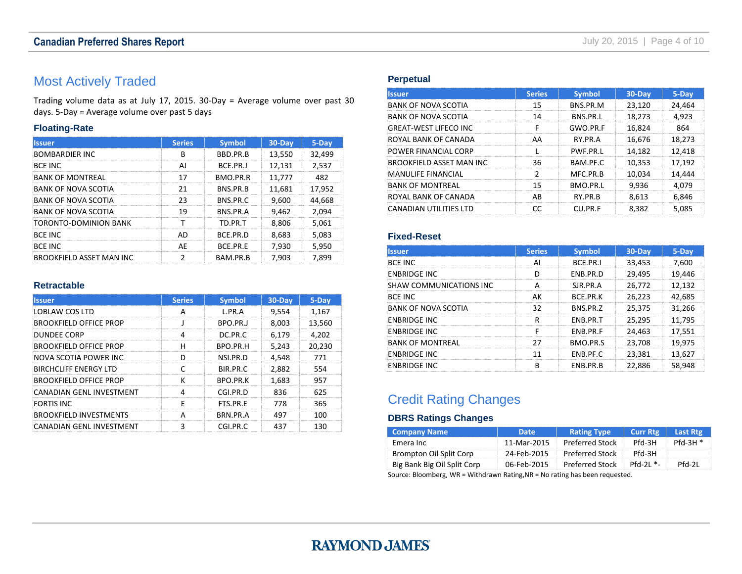## Most Actively Traded

Trading volume data as at July 17, 2015. 30-Day = Average volume over past 30 days. 5-Day = Average volume over past 5 days

### Floating-Rate

| Issuer | Series | Symbol | 30-Day | 5-Day |
|---|---|---|---|---|
| BOMBARDIER INC | B | BBD.PR.B | 13,550 | 32,499 |
| BCE INC | AJ | BCE.PR.J | 12,131 | 2,537 |
| BANK OF MONTREAL | 17 | BMO.PR.R | 11,777 | 482 |
| BANK OF NOVA SCOTIA | 21 | BNS.PR.B | 11,681 | 17,952 |
| BANK OF NOVA SCOTIA | 23 | BNS.PR.C | 9,600 | 44,668 |
| BANK OF NOVA SCOTIA | 19 | BNS.PR.A | 9,462 | 2,094 |
| TORONTO-DOMINION BANK | T | TD.PR.T | 8,806 | 5,061 |
| BCE INC | AD | BCE.PR.D | 8,683 | 5,083 |
| BCE INC | AE | BCE.PR.E | 7,930 | 5,950 |
| BROOKFIELD ASSET MAN INC | 2 | BAM.PR.B | 7,903 | 7,899 |

### Retractable

| Issuer | Series | Symbol | 30-Day | 5-Day |
|---|---|---|---|---|
| LOBLAW COS LTD | A | L.PR.A | 9,554 | 1,167 |
| BROOKFIELD OFFICE PROP | J | BPO.PR.J | 8,003 | 13,560 |
| DUNDEE CORP | 4 | DC.PR.C | 6,179 | 4,202 |
| BROOKFIELD OFFICE PROP | H | BPO.PR.H | 5,243 | 20,230 |
| NOVA SCOTIA POWER INC | D | NSI.PR.D | 4,548 | 771 |
| BIRCHCLIFF ENERGY LTD | C | BIR.PR.C | 2,882 | 554 |
| BROOKFIELD OFFICE PROP | K | BPO.PR.K | 1,683 | 957 |
| CANADIAN GENL INVESTMENT | 4 | CGI.PR.D | 836 | 625 |
| FORTIS INC | E | FTS.PR.E | 778 | 365 |
| BROOKFIELD INVESTMENTS | A | BRN.PR.A | 497 | 100 |
| CANADIAN GENL INVESTMENT | 3 | CGI.PR.C | 437 | 130 |

### Perpetual

| Issuer | Series | Symbol | 30-Day | 5-Day |
|---|---|---|---|---|
| BANK OF NOVA SCOTIA | 15 | BNS.PR.M | 23,120 | 24,464 |
| BANK OF NOVA SCOTIA | 14 | BNS.PR.L | 18,273 | 4,923 |
| GREAT-WEST LIFECO INC | F | GWO.PR.F | 16,824 | 864 |
| ROYAL BANK OF CANADA | AA | RY.PR.A | 16,676 | 18,273 |
| POWER FINANCIAL CORP | L | PWF.PR.L | 14,182 | 12,418 |
| BROOKFIELD ASSET MAN INC | 36 | BAM.PF.C | 10,353 | 17,192 |
| MANULIFE FINANCIAL | 2 | MFC.PR.B | 10,034 | 14,444 |
| BANK OF MONTREAL | 15 | BMO.PR.L | 9,936 | 4,079 |
| ROYAL BANK OF CANADA | AB | RY.PR.B | 8,613 | 6,846 |
| CANADIAN UTILITIES LTD | CC | CU.PR.F | 8,382 | 5,085 |

### Fixed-Reset

| Issuer | Series | Symbol | 30-Day | 5-Day |
|---|---|---|---|---|
| BCE INC | AI | BCE.PR.I | 33,453 | 7,600 |
| ENBRIDGE INC | D | ENB.PR.D | 29,495 | 19,446 |
| SHAW COMMUNICATIONS INC | A | SJR.PR.A | 26,772 | 12,132 |
| BCE INC | AK | BCE.PR.K | 26,223 | 42,685 |
| BANK OF NOVA SCOTIA | 32 | BNS.PR.Z | 25,375 | 31,266 |
| ENBRIDGE INC | R | ENB.PR.T | 25,295 | 11,795 |
| ENBRIDGE INC | F | ENB.PR.F | 24,463 | 17,551 |
| BANK OF MONTREAL | 27 | BMO.PR.S | 23,708 | 19,975 |
| ENBRIDGE INC | 11 | ENB.PF.C | 23,381 | 13,627 |
| ENBRIDGE INC | B | ENB.PR.B | 22,886 | 58,948 |

## Credit Rating Changes

### DBRS Ratings Changes

| Company Name | Date | Rating Type | Curr Rtg | Last Rtg |
|---|---|---|---|---|
| Emera Inc | 11-Mar-2015 | Preferred Stock | Pfd-3H | Pfd-3H * |
| Brompton Oil Split Corp | 24-Feb-2015 | Preferred Stock | Pfd-3H | |
| Big Bank Big Oil Split Corp | 06-Feb-2015 | Preferred Stock | Pfd-2L *- | Pfd-2L |

Source: Bloomberg, WR = Withdrawn Rating,NR = No rating has been requested.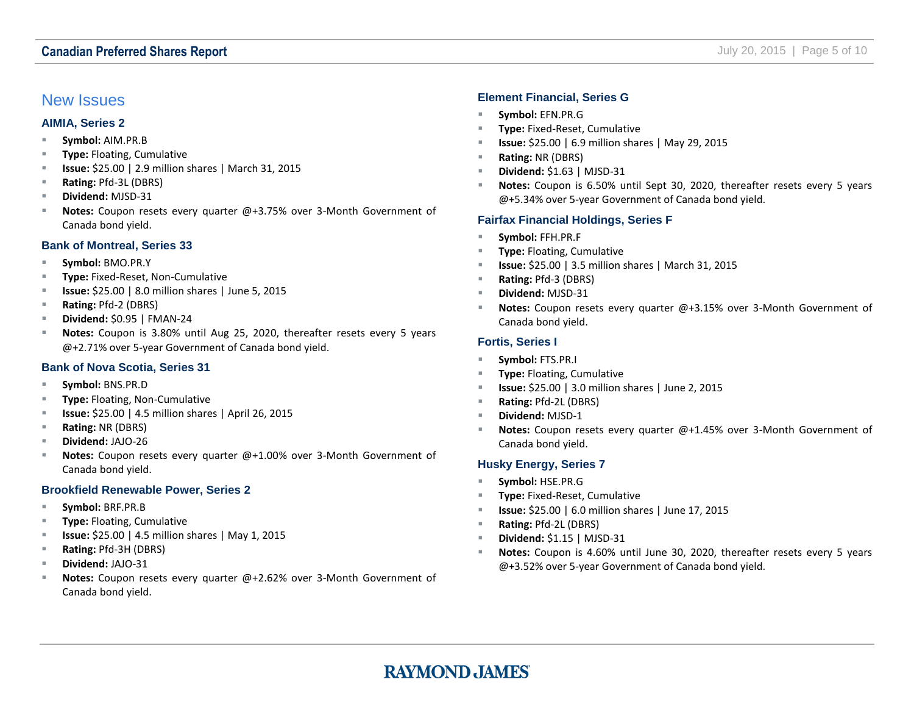## New Issues

### AIMIA, Series 2

- **Symbol:** AIM.PR.B
- **Type:** Floating, Cumulative
- **Issue:** $25.00 | 2.9 million shares | March 31, 2015
- **Rating:** Pfd-3L (DBRS)
- **Dividend:** MJSD-31
- **Notes:** Coupon resets every quarter @+3.75% over 3-Month Government of Canada bond yield.

### Bank of Montreal, Series 33

- **Symbol:** BMO.PR.Y
- **Type:** Fixed-Reset, Non-Cumulative
- **Issue:** $25.00 | 8.0 million shares | June 5, 2015
- **Rating:** Pfd-2 (DBRS)
- **Dividend:** $0.95 | FMAN-24
- **Notes:** Coupon is 3.80% until Aug 25, 2020, thereafter resets every 5 years @+2.71% over 5-year Government of Canada bond yield.

### Bank of Nova Scotia, Series 31

- **Symbol:** BNS.PR.D
- **Type:** Floating, Non-Cumulative
- **Issue:** $25.00 | 4.5 million shares | April 26, 2015
- **Rating:** NR (DBRS)
- **Dividend:** JAJO-26
- **Notes:** Coupon resets every quarter @+1.00% over 3-Month Government of Canada bond yield.

### Brookfield Renewable Power, Series 2

- **Symbol:** BRF.PR.B
- **Type:** Floating, Cumulative
- **Issue:** $25.00 | 4.5 million shares | May 1, 2015
- **Rating:** Pfd-3H (DBRS)
- **Dividend:** JAJO-31
- **Notes:** Coupon resets every quarter @+2.62% over 3-Month Government of Canada bond yield.

### Element Financial, Series G

- **Symbol:** EFN.PR.G
- **Type:** Fixed-Reset, Cumulative
- **Issue:** $25.00 | 6.9 million shares | May 29, 2015
- **Rating:** NR (DBRS)
- **Dividend:** $1.63 | MJSD-31
- **Notes:** Coupon is 6.50% until Sept 30, 2020, thereafter resets every 5 years @+5.34% over 5-year Government of Canada bond yield.

### Fairfax Financial Holdings, Series F

- **Symbol:** FFH.PR.F
- **Type:** Floating, Cumulative
- **Issue:** $25.00 | 3.5 million shares | March 31, 2015
- **Rating:** Pfd-3 (DBRS)
- **Dividend:** MJSD-31
- **Notes:** Coupon resets every quarter @+3.15% over 3-Month Government of Canada bond yield.

### Fortis, Series I

- **Symbol:** FTS.PR.I
- **Type:** Floating, Cumulative
- **Issue:** $25.00 | 3.0 million shares | June 2, 2015
- **Rating:** Pfd-2L (DBRS)
- **Dividend:** MJSD-1
- **Notes:** Coupon resets every quarter @+1.45% over 3-Month Government of Canada bond yield.

### Husky Energy, Series 7

- **Symbol:** HSE.PR.G
- **Type:** Fixed-Reset, Cumulative
- **Issue:** $25.00 | 6.0 million shares | June 17, 2015
- **Rating:** Pfd-2L (DBRS)
- **Dividend:** $1.15 | MJSD-31
- **Notes:** Coupon is 4.60% until June 30, 2020, thereafter resets every 5 years @+3.52% over 5-year Government of Canada bond yield.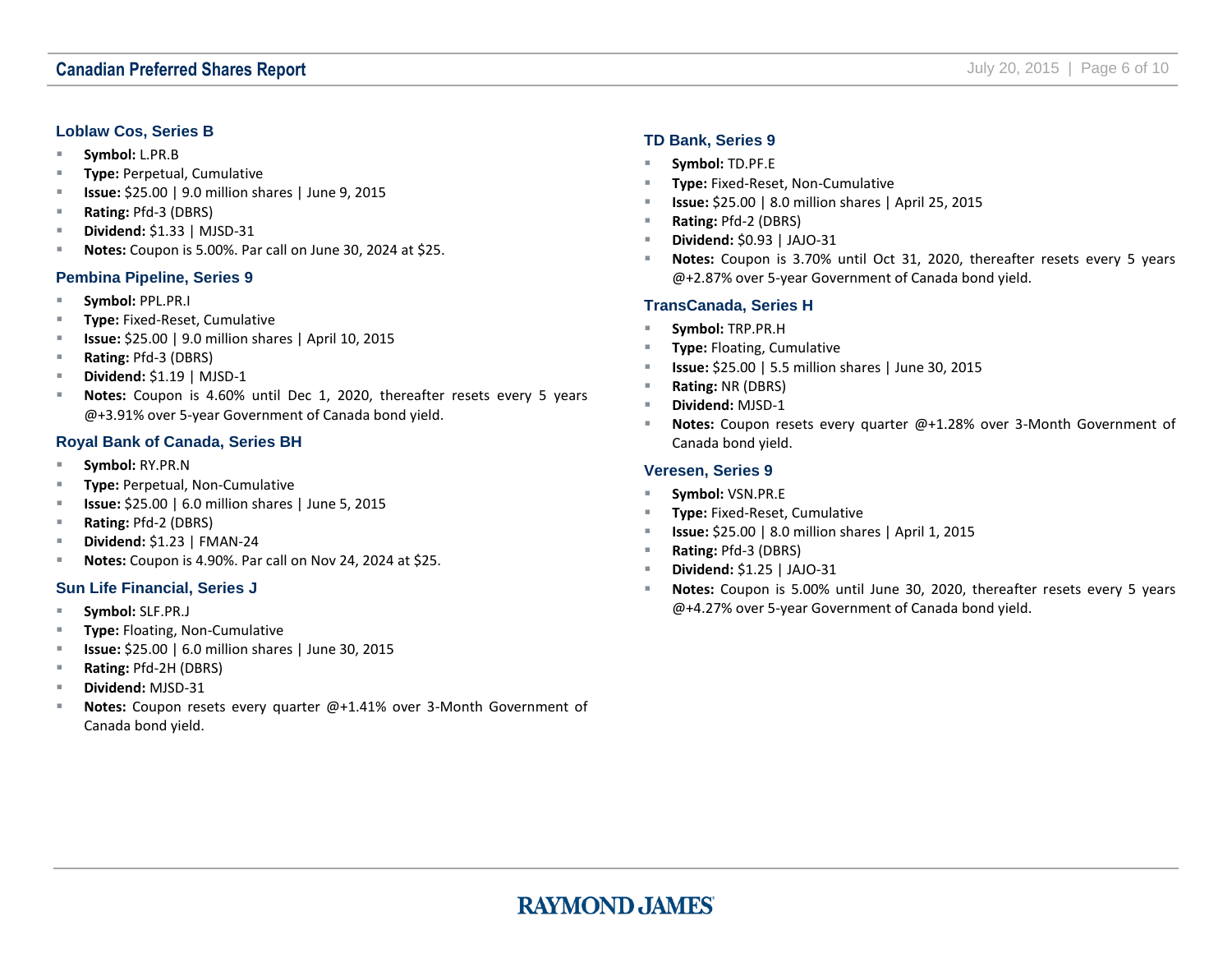### Loblaw Cos, Series B

- **Symbol:** L.PR.B
- **Type:** Perpetual, Cumulative
- **Issue:** $25.00 | 9.0 million shares | June 9, 2015
- **Rating:** Pfd-3 (DBRS)
- **Dividend:** $1.33 | MJSD-31
- **Notes:** Coupon is 5.00%. Par call on June 30, 2024 at $25.

### Pembina Pipeline, Series 9

- **Symbol:** PPL.PR.I
- **Type:** Fixed-Reset, Cumulative
- **Issue:** $25.00 | 9.0 million shares | April 10, 2015
- **Rating:** Pfd-3 (DBRS)
- **Dividend:** $1.19 | MJSD-1
- **Notes:** Coupon is 4.60% until Dec 1, 2020, thereafter resets every 5 years @+3.91% over 5-year Government of Canada bond yield.

### Royal Bank of Canada, Series BH

- **Symbol:** RY.PR.N
- **Type:** Perpetual, Non-Cumulative
- **Issue:** $25.00 | 6.0 million shares | June 5, 2015
- **Rating:** Pfd-2 (DBRS)
- **Dividend:** $1.23 | FMAN-24
- **Notes:** Coupon is 4.90%. Par call on Nov 24, 2024 at $25.

### Sun Life Financial, Series J

- **Symbol:** SLF.PR.J
- **Type:** Floating, Non-Cumulative
- **Issue:** $25.00 | 6.0 million shares | June 30, 2015
- **Rating:** Pfd-2H (DBRS)
- **Dividend:** MJSD-31
- **Notes:** Coupon resets every quarter @+1.41% over 3-Month Government of Canada bond yield.

### TD Bank, Series 9

- **Symbol:** TD.PF.E
- **Type:** Fixed-Reset, Non-Cumulative
- **Issue:** $25.00 | 8.0 million shares | April 25, 2015
- **Rating:** Pfd-2 (DBRS)
- **Dividend:** $0.93 | JAJO-31
- **Notes:** Coupon is 3.70% until Oct 31, 2020, thereafter resets every 5 years @+2.87% over 5-year Government of Canada bond yield.

### TransCanada, Series H

- **Symbol:** TRP.PR.H
- **Type:** Floating, Cumulative
- **Issue:** $25.00 | 5.5 million shares | June 30, 2015
- **Rating:** NR (DBRS)
- **Dividend:** MJSD-1
- **Notes:** Coupon resets every quarter @+1.28% over 3-Month Government of Canada bond yield.

### Veresen, Series 9

- **Symbol:** VSN.PR.E
- **Type:** Fixed-Reset, Cumulative
- **Issue:** $25.00 | 8.0 million shares | April 1, 2015
- **Rating:** Pfd-3 (DBRS)
- **Dividend:** $1.25 | JAJO-31
- **Notes:** Coupon is 5.00% until June 30, 2020, thereafter resets every 5 years @+4.27% over 5-year Government of Canada bond yield.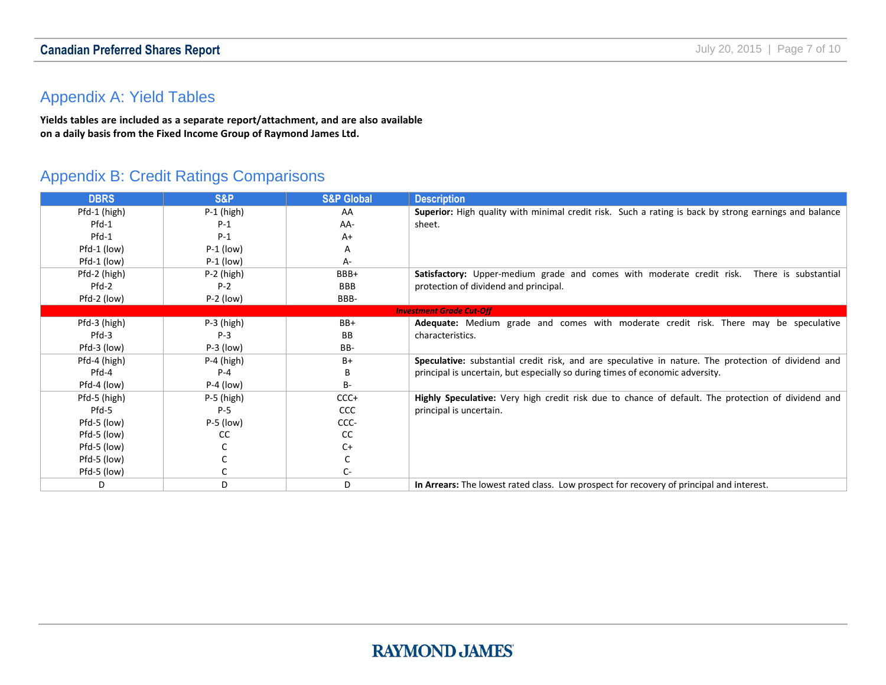## Appendix A: Yield Tables

**Yields tables are included as a separate report/attachment, and are also available on a daily basis from the Fixed Income Group of Raymond James Ltd.**

## Appendix B: Credit Ratings Comparisons

| DBRS | S&P | S&P Global | Description |
|---|---|---|---|
| Pfd-1 (high) | P-1 (high) | AA | **Superior:** High quality with minimal credit risk. Such a rating is back by strong earnings and balance sheet. |
| Pfd-1 | P-1 | AA- | |
| Pfd-1 | P-1 | A+ | |
| Pfd-1 (low) | P-1 (low) | A | |
| Pfd-1 (low) | P-1 (low) | A- | |
| Pfd-2 (high) | P-2 (high) | BBB+ | **Satisfactory:** Upper-medium grade and comes with moderate credit risk. There is substantial protection of dividend and principal. |
| Pfd-2 | P-2 | BBB | |
| Pfd-2 (low) | P-2 (low) | BBB- | |
| ***Investment Grade Cut-Off*** | | | |
| Pfd-3 (high) | P-3 (high) | BB+ | **Adequate:** Medium grade and comes with moderate credit risk. There may be speculative characteristics. |
| Pfd-3 | P-3 | BB | |
| Pfd-3 (low) | P-3 (low) | BB- | |
| Pfd-4 (high) | P-4 (high) | B+ | **Speculative:** substantial credit risk, and are speculative in nature. The protection of dividend and principal is uncertain, but especially so during times of economic adversity. |
| Pfd-4 | P-4 | B | |
| Pfd-4 (low) | P-4 (low) | B- | |
| Pfd-5 (high) | P-5 (high) | CCC+ | **Highly Speculative:** Very high credit risk due to chance of default. The protection of dividend and principal is uncertain. |
| Pfd-5 | P-5 | CCC | |
| Pfd-5 (low) | P-5 (low) | CCC- | |
| Pfd-5 (low) | CC | CC | |
| Pfd-5 (low) | C | C+ | |
| Pfd-5 (low) | C | C | |
| Pfd-5 (low) | C | C- | |
| D | D | D | **In Arrears:** The lowest rated class. Low prospect for recovery of principal and interest. |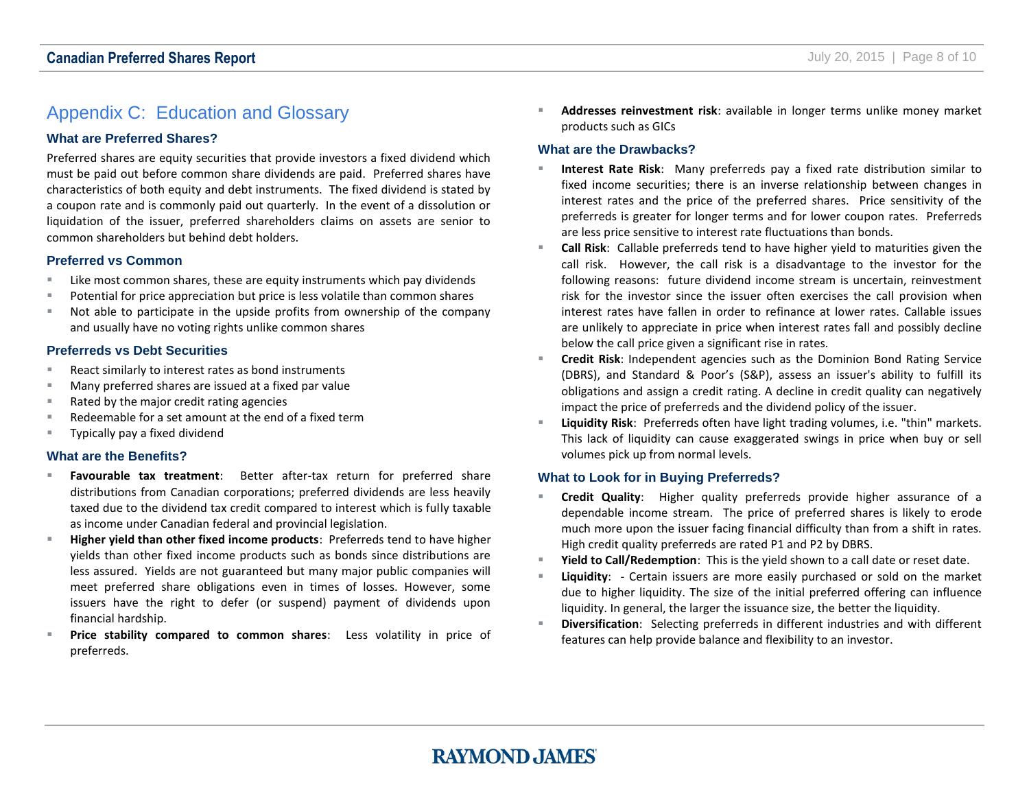## Appendix C: Education and Glossary

### What are Preferred Shares?

Preferred shares are equity securities that provide investors a fixed dividend which must be paid out before common share dividends are paid. Preferred shares have characteristics of both equity and debt instruments. The fixed dividend is stated by a coupon rate and is commonly paid out quarterly. In the event of a dissolution or liquidation of the issuer, preferred shareholders claims on assets are senior to common shareholders but behind debt holders.

### Preferred vs Common

- Like most common shares, these are equity instruments which pay dividends
- Potential for price appreciation but price is less volatile than common shares
- Not able to participate in the upside profits from ownership of the company and usually have no voting rights unlike common shares

### Preferreds vs Debt Securities

- React similarly to interest rates as bond instruments
- Many preferred shares are issued at a fixed par value
- Rated by the major credit rating agencies
- Redeemable for a set amount at the end of a fixed term
- Typically pay a fixed dividend

### What are the Benefits?

- **Favourable tax treatment**: Better after-tax return for preferred share distributions from Canadian corporations; preferred dividends are less heavily taxed due to the dividend tax credit compared to interest which is fully taxable as income under Canadian federal and provincial legislation.
- **Higher yield than other fixed income products**: Preferreds tend to have higher yields than other fixed income products such as bonds since distributions are less assured. Yields are not guaranteed but many major public companies will meet preferred share obligations even in times of losses. However, some issuers have the right to defer (or suspend) payment of dividends upon financial hardship.
- **Price stability compared to common shares**: Less volatility in price of preferreds.
- **Addresses reinvestment risk**: available in longer terms unlike money market products such as GICs

### What are the Drawbacks?

- **Interest Rate Risk**: Many preferreds pay a fixed rate distribution similar to fixed income securities; there is an inverse relationship between changes in interest rates and the price of the preferred shares. Price sensitivity of the preferreds is greater for longer terms and for lower coupon rates. Preferreds are less price sensitive to interest rate fluctuations than bonds.
- **Call Risk**: Callable preferreds tend to have higher yield to maturities given the call risk. However, the call risk is a disadvantage to the investor for the following reasons: future dividend income stream is uncertain, reinvestment risk for the investor since the issuer often exercises the call provision when interest rates have fallen in order to refinance at lower rates. Callable issues are unlikely to appreciate in price when interest rates fall and possibly decline below the call price given a significant rise in rates.
- **Credit Risk**: Independent agencies such as the Dominion Bond Rating Service (DBRS), and Standard & Poor's (S&P), assess an issuer's ability to fulfill its obligations and assign a credit rating. A decline in credit quality can negatively impact the price of preferreds and the dividend policy of the issuer.
- **Liquidity Risk**: Preferreds often have light trading volumes, i.e. "thin" markets. This lack of liquidity can cause exaggerated swings in price when buy or sell volumes pick up from normal levels.

### What to Look for in Buying Preferreds?

- **Credit Quality**: Higher quality preferreds provide higher assurance of a dependable income stream. The price of preferred shares is likely to erode much more upon the issuer facing financial difficulty than from a shift in rates. High credit quality preferreds are rated P1 and P2 by DBRS.
- **Yield to Call/Redemption**: This is the yield shown to a call date or reset date.
- **Liquidity**: - Certain issuers are more easily purchased or sold on the market due to higher liquidity. The size of the initial preferred offering can influence liquidity. In general, the larger the issuance size, the better the liquidity.
- **Diversification**: Selecting preferreds in different industries and with different features can help provide balance and flexibility to an investor.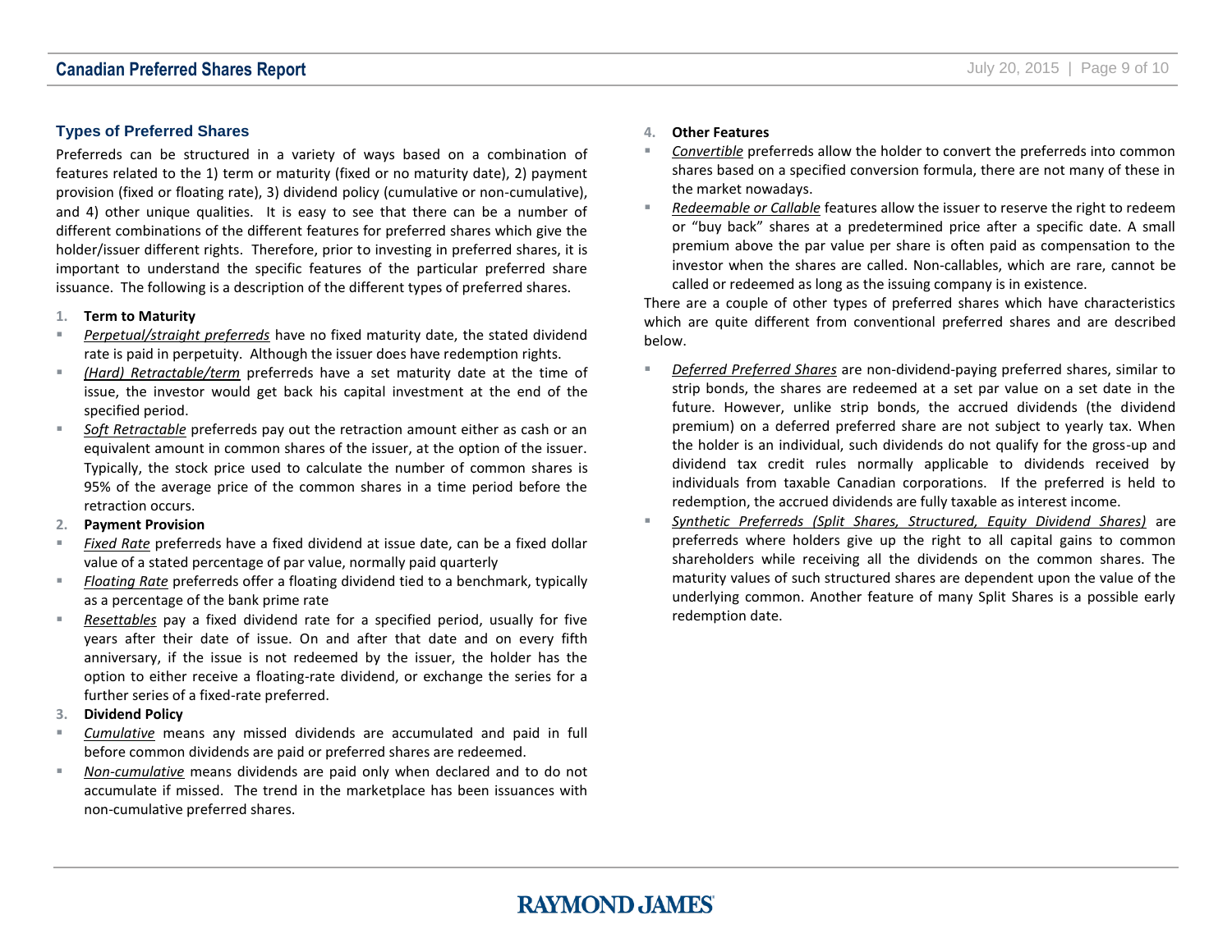## Types of Preferred Shares

Preferreds can be structured in a variety of ways based on a combination of features related to the 1) term or maturity (fixed or no maturity date), 2) payment provision (fixed or floating rate), 3) dividend policy (cumulative or non-cumulative), and 4) other unique qualities. It is easy to see that there can be a number of different combinations of the different features for preferred shares which give the holder/issuer different rights. Therefore, prior to investing in preferred shares, it is important to understand the specific features of the particular preferred share issuance. The following is a description of the different types of preferred shares.

1. **Term to Maturity**

- *Perpetual/straight preferreds* have no fixed maturity date, the stated dividend rate is paid in perpetuity. Although the issuer does have redemption rights.
- *(Hard) Retractable/term* preferreds have a set maturity date at the time of issue, the investor would get back his capital investment at the end of the specified period.
- *Soft Retractable* preferreds pay out the retraction amount either as cash or an equivalent amount in common shares of the issuer, at the option of the issuer. Typically, the stock price used to calculate the number of common shares is 95% of the average price of the common shares in a time period before the retraction occurs.

2. **Payment Provision**

- *Fixed Rate* preferreds have a fixed dividend at issue date, can be a fixed dollar value of a stated percentage of par value, normally paid quarterly
- *Floating Rate* preferreds offer a floating dividend tied to a benchmark, typically as a percentage of the bank prime rate
- *Resettables* pay a fixed dividend rate for a specified period, usually for five years after their date of issue. On and after that date and on every fifth anniversary, if the issue is not redeemed by the issuer, the holder has the option to either receive a floating-rate dividend, or exchange the series for a further series of a fixed-rate preferred.

3. **Dividend Policy**

- *Cumulative* means any missed dividends are accumulated and paid in full before common dividends are paid or preferred shares are redeemed.
- *Non-cumulative* means dividends are paid only when declared and to do not accumulate if missed. The trend in the marketplace has been issuances with non-cumulative preferred shares.

4. **Other Features**

- *Convertible* preferreds allow the holder to convert the preferreds into common shares based on a specified conversion formula, there are not many of these in the market nowadays.
- *Redeemable or Callable* features allow the issuer to reserve the right to redeem or "buy back" shares at a predetermined price after a specific date. A small premium above the par value per share is often paid as compensation to the investor when the shares are called. Non-callables, which are rare, cannot be called or redeemed as long as the issuing company is in existence.

There are a couple of other types of preferred shares which have characteristics which are quite different from conventional preferred shares and are described below.

- *Deferred Preferred Shares* are non-dividend-paying preferred shares, similar to strip bonds, the shares are redeemed at a set par value on a set date in the future. However, unlike strip bonds, the accrued dividends (the dividend premium) on a deferred preferred share are not subject to yearly tax. When the holder is an individual, such dividends do not qualify for the gross-up and dividend tax credit rules normally applicable to dividends received by individuals from taxable Canadian corporations. If the preferred is held to redemption, the accrued dividends are fully taxable as interest income.
- *Synthetic Preferreds (Split Shares, Structured, Equity Dividend Shares)* are preferreds where holders give up the right to all capital gains to common shareholders while receiving all the dividends on the common shares. The maturity values of such structured shares are dependent upon the value of the underlying common. Another feature of many Split Shares is a possible early redemption date.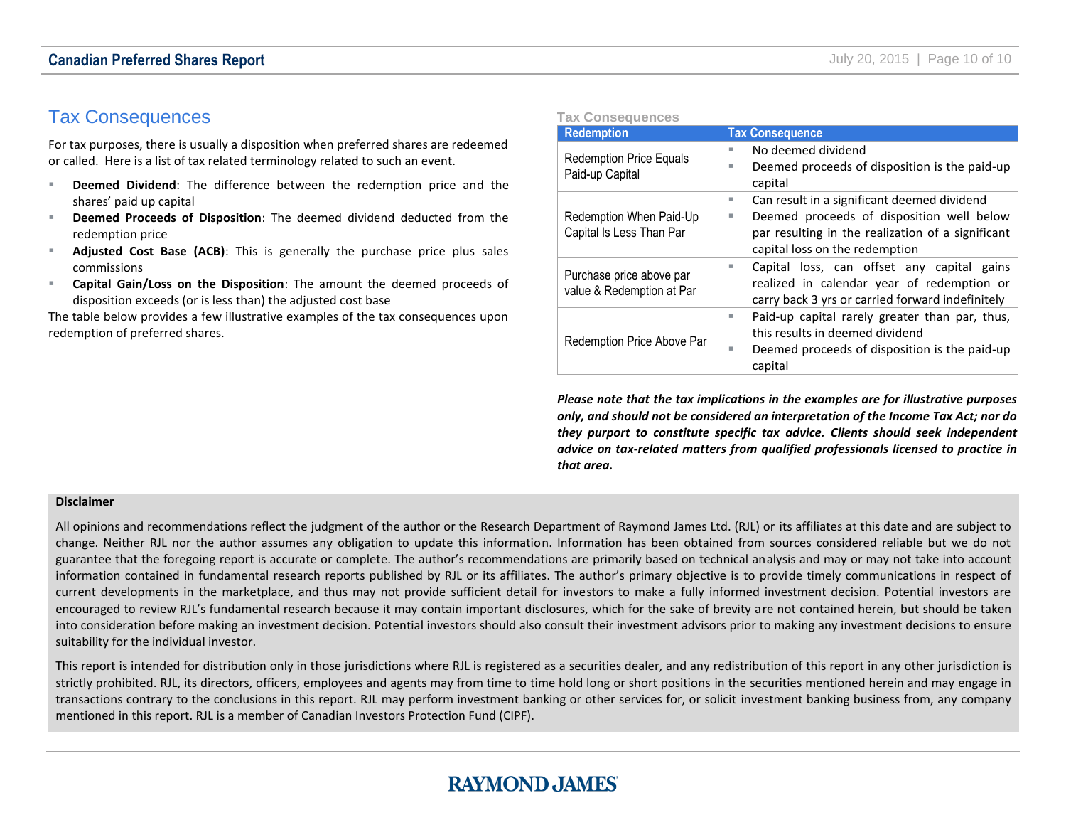## Tax Consequences

For tax purposes, there is usually a disposition when preferred shares are redeemed or called. Here is a list of tax related terminology related to such an event.

- **Deemed Dividend**: The difference between the redemption price and the shares' paid up capital
- **Deemed Proceeds of Disposition**: The deemed dividend deducted from the redemption price
- **Adjusted Cost Base (ACB)**: This is generally the purchase price plus sales commissions
- **Capital Gain/Loss on the Disposition**: The amount the deemed proceeds of disposition exceeds (or is less than) the adjusted cost base

The table below provides a few illustrative examples of the tax consequences upon redemption of preferred shares.

**Tax Consequences**

| Redemption | Tax Consequence |
|---|---|
| Redemption Price Equals Paid-up Capital | ▪ No deemed dividend<br>▪ Deemed proceeds of disposition is the paid-up capital |
| Redemption When Paid-Up Capital Is Less Than Par | ▪ Can result in a significant deemed dividend<br>▪ Deemed proceeds of disposition well below par resulting in the realization of a significant capital loss on the redemption |
| Purchase price above par value & Redemption at Par | ▪ Capital loss, can offset any capital gains realized in calendar year of redemption or carry back 3 yrs or carried forward indefinitely |
| Redemption Price Above Par | ▪ Paid-up capital rarely greater than par, thus, this results in deemed dividend<br>▪ Deemed proceeds of disposition is the paid-up capital |

***Please note that the tax implications in the examples are for illustrative purposes only, and should not be considered an interpretation of the Income Tax Act; nor do they purport to constitute specific tax advice. Clients should seek independent advice on tax-related matters from qualified professionals licensed to practice in that area.***

**Disclaimer**

All opinions and recommendations reflect the judgment of the author or the Research Department of Raymond James Ltd. (RJL) or its affiliates at this date and are subject to change. Neither RJL nor the author assumes any obligation to update this information. Information has been obtained from sources considered reliable but we do not guarantee that the foregoing report is accurate or complete. The author's recommendations are primarily based on technical analysis and may or may not take into account information contained in fundamental research reports published by RJL or its affiliates. The author's primary objective is to provide timely communications in respect of current developments in the marketplace, and thus may not provide sufficient detail for investors to make a fully informed investment decision. Potential investors are encouraged to review RJL's fundamental research because it may contain important disclosures, which for the sake of brevity are not contained herein, but should be taken into consideration before making an investment decision. Potential investors should also consult their investment advisors prior to making any investment decisions to ensure suitability for the individual investor.

This report is intended for distribution only in those jurisdictions where RJL is registered as a securities dealer, and any redistribution of this report in any other jurisdiction is strictly prohibited. RJL, its directors, officers, employees and agents may from time to time hold long or short positions in the securities mentioned herein and may engage in transactions contrary to the conclusions in this report. RJL may perform investment banking or other services for, or solicit investment banking business from, any company mentioned in this report. RJL is a member of Canadian Investors Protection Fund (CIPF).

RAYMOND JAMES®